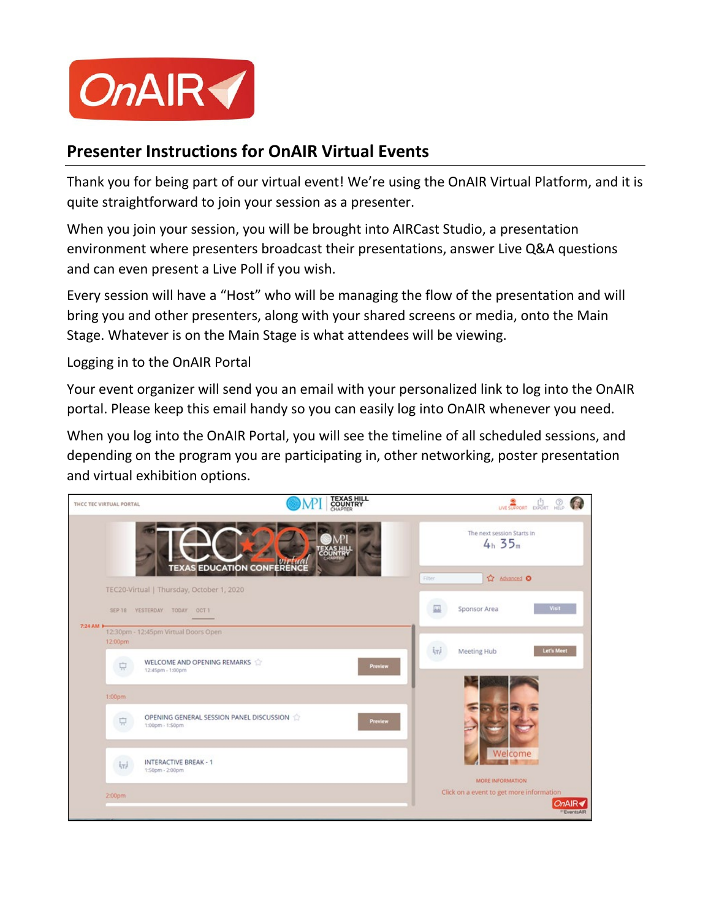## Presenter Instructions for OnAIR Virtual Events

Thank you for being part of our virtual event! We're using the OnAIR Virtual Platform, and it is quite straightforward to join your session as a presenter.

When you join your session, you will be brought into AIRCast Studio, a presentation environment where presenters broadcast their presentations, answer Live Q&A questions and can even present a Live Poll if you wish.

Every session will have a "Host" who will be managing the flow of the presentation and will bring you and other presenters, along with your shared screens or media, onto the Main Stage. Whatever is on the Main Stage is what attendees will be viewing.

Logging in to the OnAIR Portal

Your event organizer will send you an email with your personalized link to log into the OnAIR portal. Please keep this email handy so you can easily log into OnAIR whenever you need.

When you log into the OnAIR Portal, you will see the timeline of all scheduled sessions, and depending on the program you are participating in, other networking, poster presentation and virtual exhibition options.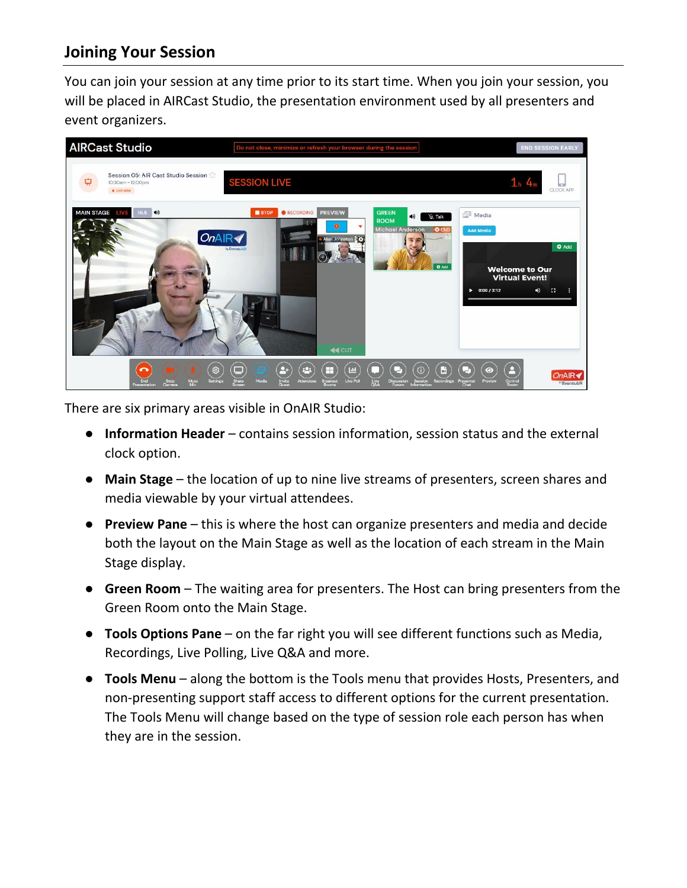## Joining Your Session

You can join your session at any time prior to its start time. When you join your session, you will be placed in AIRCast Studio, the presentation environment used by all presenters and event organizers.

There are six primary areas visible in OnAIR Studio:

- **Information Header** – contains session information, session status and the external clock option.
- **Main Stage** – the location of up to nine live streams of presenters, screen shares and media viewable by your virtual attendees.
- **Preview Pane** – this is where the host can organize presenters and media and decide both the layout on the Main Stage as well as the location of each stream in the Main Stage display.
- **Green Room** – The waiting area for presenters. The Host can bring presenters from the Green Room onto the Main Stage.
- **Tools Options Pane** – on the far right you will see different functions such as Media, Recordings, Live Polling, Live Q&A and more.
- **Tools Menu** – along the bottom is the Tools menu that provides Hosts, Presenters, and non-presenting support staff access to different options for the current presentation. The Tools Menu will change based on the type of session role each person has when they are in the session.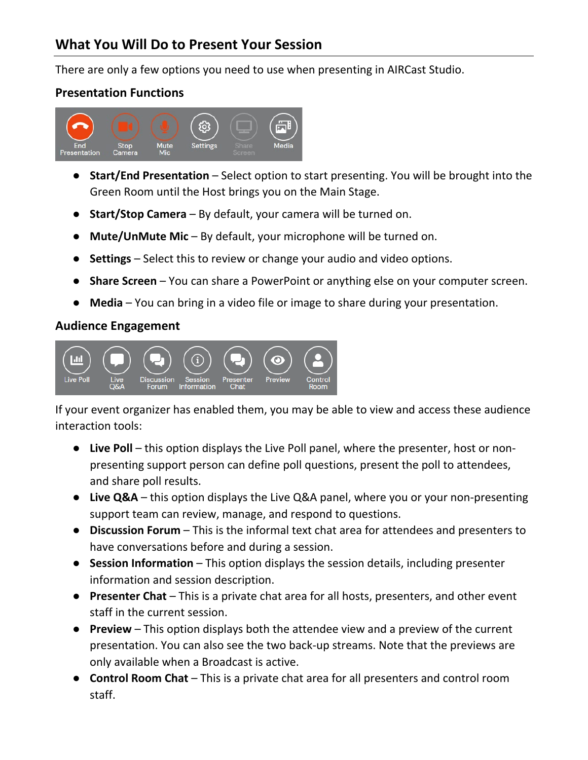## What You Will Do to Present Your Session

There are only a few options you need to use when presenting in AIRCast Studio.

### Presentation Functions

End Presentation
Stop Camera
Mute Mic
Settings
Share Screen
Media

- **Start/End Presentation** – Select option to start presenting. You will be brought into the Green Room until the Host brings you on the Main Stage.
- **Start/Stop Camera** – By default, your camera will be turned on.
- **Mute/UnMute Mic** – By default, your microphone will be turned on.
- **Settings** – Select this to review or change your audio and video options.
- **Share Screen** – You can share a PowerPoint or anything else on your computer screen.
- **Media** – You can bring in a video file or image to share during your presentation.

### Audience Engagement

Live Poll
Live Q&A
Discussion Forum
Session Information
Presenter Chat
Preview
Control Room

If your event organizer has enabled them, you may be able to view and access these audience interaction tools:

- **Live Poll** – this option displays the Live Poll panel, where the presenter, host or non-presenting support person can define poll questions, present the poll to attendees, and share poll results.
- **Live Q&A** – this option displays the Live Q&A panel, where you or your non-presenting support team can review, manage, and respond to questions.
- **Discussion Forum** – This is the informal text chat area for attendees and presenters to have conversations before and during a session.
- **Session Information** – This option displays the session details, including presenter information and session description.
- **Presenter Chat** – This is a private chat area for all hosts, presenters, and other event staff in the current session.
- **Preview** – This option displays both the attendee view and a preview of the current presentation. You can also see the two back-up streams. Note that the previews are only available when a Broadcast is active.
- **Control Room Chat** – This is a private chat area for all presenters and control room staff.